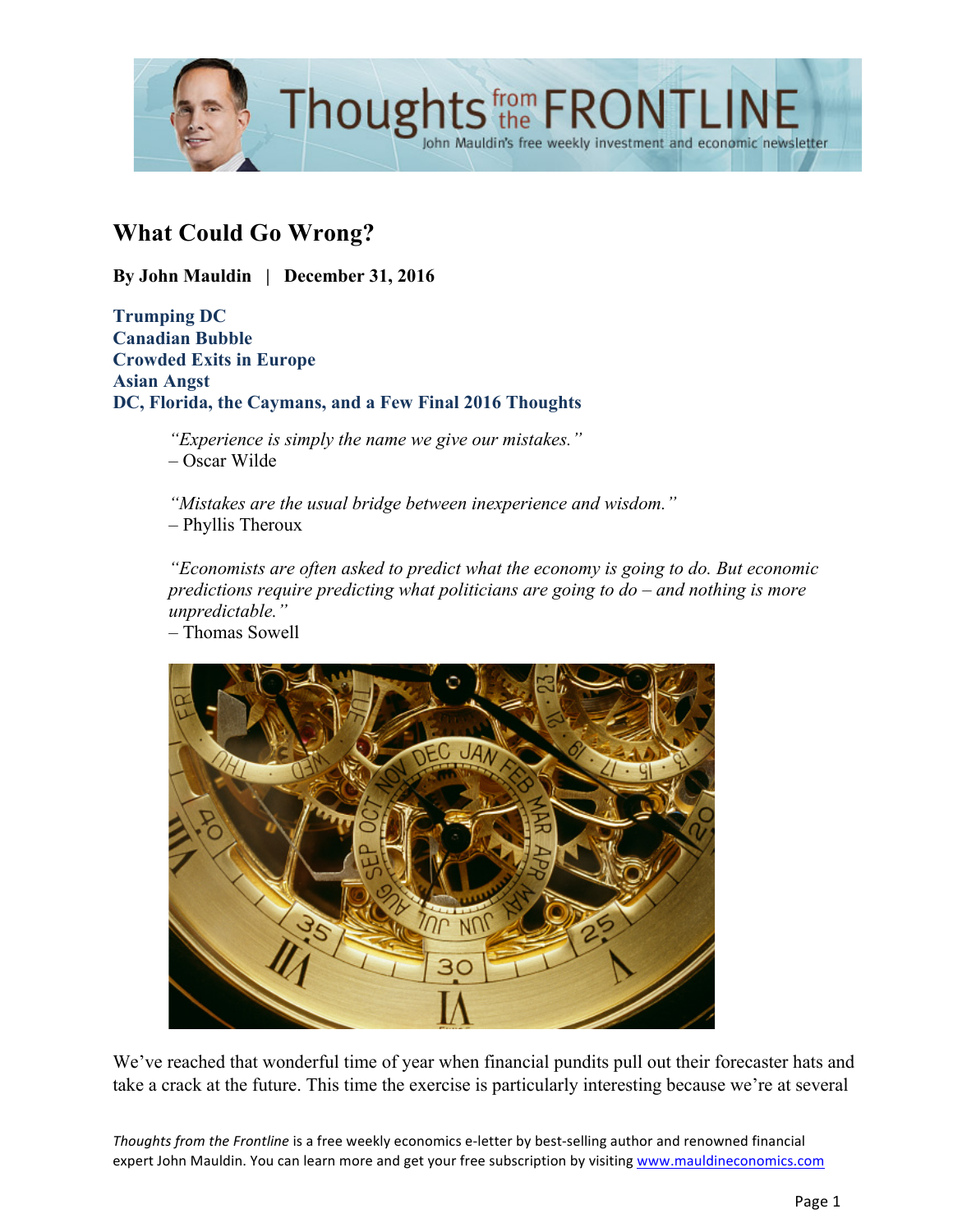# What Could Go Wrong?

**By John Mauldin | December 31, 2016**

**Trumping DC**
**Canadian Bubble**
**Crowded Exits in Europe**
**Asian Angst**
**DC, Florida, the Caymans, and a Few Final 2016 Thoughts**

> *"Experience is simply the name we give our mistakes."*
> – Oscar Wilde

> *"Mistakes are the usual bridge between inexperience and wisdom."*
> – Phyllis Theroux

> *"Economists are often asked to predict what the economy is going to do. But economic predictions require predicting what politicians are going to do – and nothing is more unpredictable."*
> – Thomas Sowell

We've reached that wonderful time of year when financial pundits pull out their forecaster hats and take a crack at the future. This time the exercise is particularly interesting because we're at several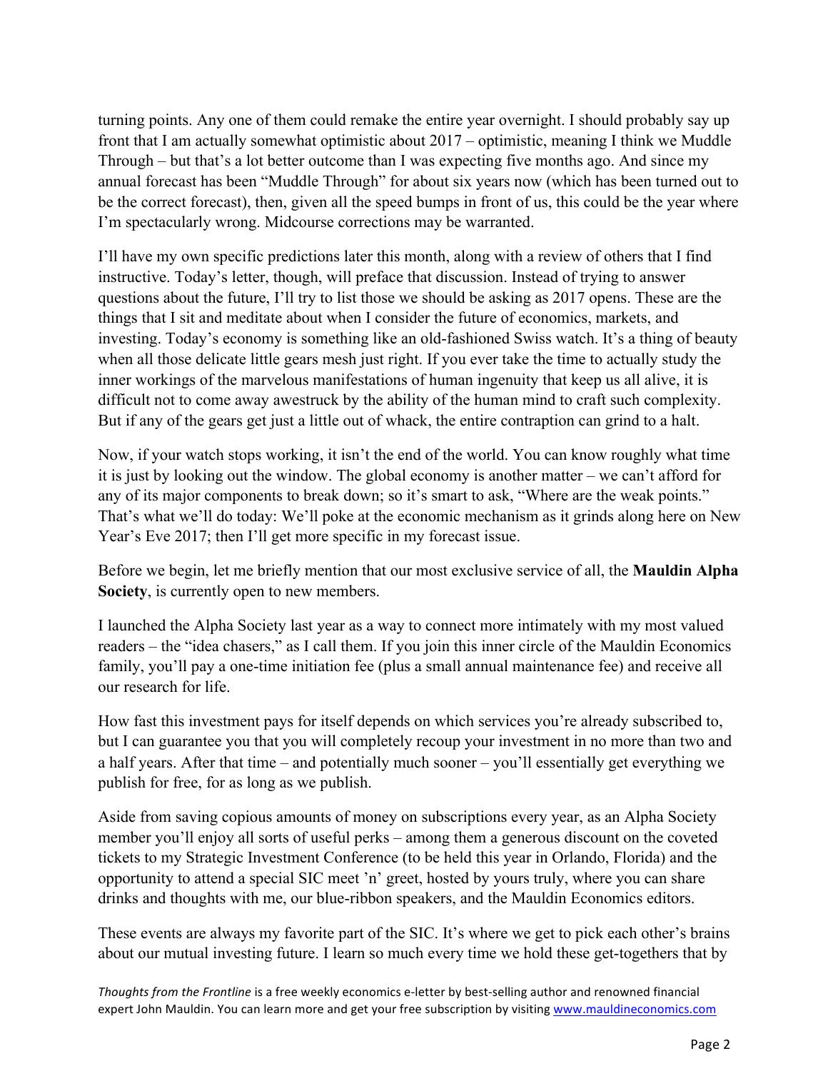turning points. Any one of them could remake the entire year overnight. I should probably say up front that I am actually somewhat optimistic about 2017 – optimistic, meaning I think we Muddle Through – but that's a lot better outcome than I was expecting five months ago. And since my annual forecast has been "Muddle Through" for about six years now (which has been turned out to be the correct forecast), then, given all the speed bumps in front of us, this could be the year where I'm spectacularly wrong. Midcourse corrections may be warranted.

I'll have my own specific predictions later this month, along with a review of others that I find instructive. Today's letter, though, will preface that discussion. Instead of trying to answer questions about the future, I'll try to list those we should be asking as 2017 opens. These are the things that I sit and meditate about when I consider the future of economics, markets, and investing. Today's economy is something like an old-fashioned Swiss watch. It's a thing of beauty when all those delicate little gears mesh just right. If you ever take the time to actually study the inner workings of the marvelous manifestations of human ingenuity that keep us all alive, it is difficult not to come away awestruck by the ability of the human mind to craft such complexity. But if any of the gears get just a little out of whack, the entire contraption can grind to a halt.

Now, if your watch stops working, it isn't the end of the world. You can know roughly what time it is just by looking out the window. The global economy is another matter – we can't afford for any of its major components to break down; so it's smart to ask, "Where are the weak points." That's what we'll do today: We'll poke at the economic mechanism as it grinds along here on New Year's Eve 2017; then I'll get more specific in my forecast issue.

Before we begin, let me briefly mention that our most exclusive service of all, the **Mauldin Alpha Society**, is currently open to new members.

I launched the Alpha Society last year as a way to connect more intimately with my most valued readers – the "idea chasers," as I call them. If you join this inner circle of the Mauldin Economics family, you'll pay a one-time initiation fee (plus a small annual maintenance fee) and receive all our research for life.

How fast this investment pays for itself depends on which services you're already subscribed to, but I can guarantee you that you will completely recoup your investment in no more than two and a half years. After that time – and potentially much sooner – you'll essentially get everything we publish for free, for as long as we publish.

Aside from saving copious amounts of money on subscriptions every year, as an Alpha Society member you'll enjoy all sorts of useful perks – among them a generous discount on the coveted tickets to my Strategic Investment Conference (to be held this year in Orlando, Florida) and the opportunity to attend a special SIC meet 'n' greet, hosted by yours truly, where you can share drinks and thoughts with me, our blue-ribbon speakers, and the Mauldin Economics editors.

These events are always my favorite part of the SIC. It's where we get to pick each other's brains about our mutual investing future. I learn so much every time we hold these get-togethers that by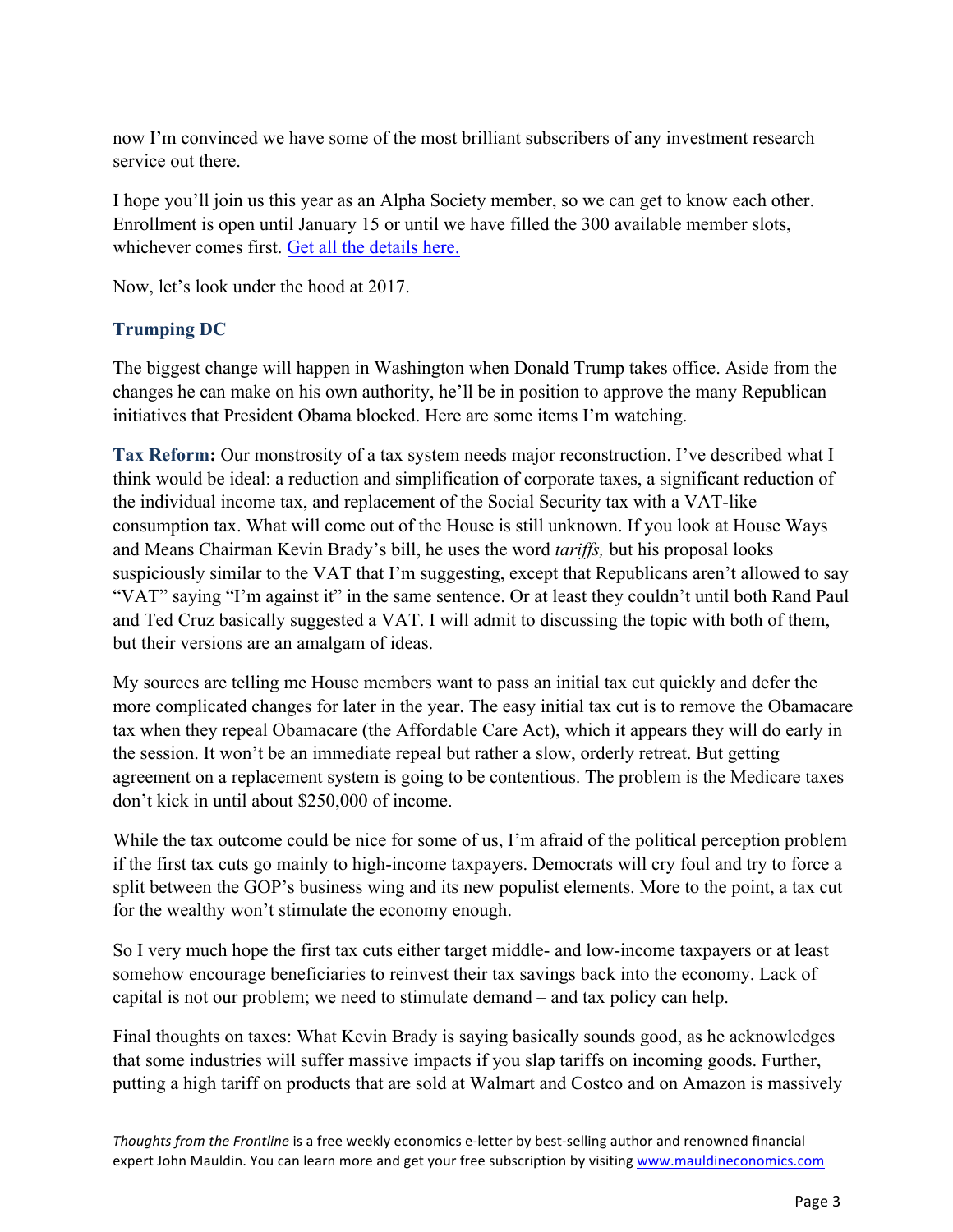now I'm convinced we have some of the most brilliant subscribers of any investment research service out there.

I hope you'll join us this year as an Alpha Society member, so we can get to know each other. Enrollment is open until January 15 or until we have filled the 300 available member slots, whichever comes first. [Get all the details here.]

Now, let's look under the hood at 2017.

### Trumping DC

The biggest change will happen in Washington when Donald Trump takes office. Aside from the changes he can make on his own authority, he'll be in position to approve the many Republican initiatives that President Obama blocked. Here are some items I'm watching.

**Tax Reform:** Our monstrosity of a tax system needs major reconstruction. I've described what I think would be ideal: a reduction and simplification of corporate taxes, a significant reduction of the individual income tax, and replacement of the Social Security tax with a VAT-like consumption tax. What will come out of the House is still unknown. If you look at House Ways and Means Chairman Kevin Brady's bill, he uses the word *tariffs,* but his proposal looks suspiciously similar to the VAT that I'm suggesting, except that Republicans aren't allowed to say "VAT" saying "I'm against it" in the same sentence. Or at least they couldn't until both Rand Paul and Ted Cruz basically suggested a VAT. I will admit to discussing the topic with both of them, but their versions are an amalgam of ideas.

My sources are telling me House members want to pass an initial tax cut quickly and defer the more complicated changes for later in the year. The easy initial tax cut is to remove the Obamacare tax when they repeal Obamacare (the Affordable Care Act), which it appears they will do early in the session. It won't be an immediate repeal but rather a slow, orderly retreat. But getting agreement on a replacement system is going to be contentious. The problem is the Medicare taxes don't kick in until about $250,000 of income.

While the tax outcome could be nice for some of us, I'm afraid of the political perception problem if the first tax cuts go mainly to high-income taxpayers. Democrats will cry foul and try to force a split between the GOP's business wing and its new populist elements. More to the point, a tax cut for the wealthy won't stimulate the economy enough.

So I very much hope the first tax cuts either target middle- and low-income taxpayers or at least somehow encourage beneficiaries to reinvest their tax savings back into the economy. Lack of capital is not our problem; we need to stimulate demand – and tax policy can help.

Final thoughts on taxes: What Kevin Brady is saying basically sounds good, as he acknowledges that some industries will suffer massive impacts if you slap tariffs on incoming goods. Further, putting a high tariff on products that are sold at Walmart and Costco and on Amazon is massively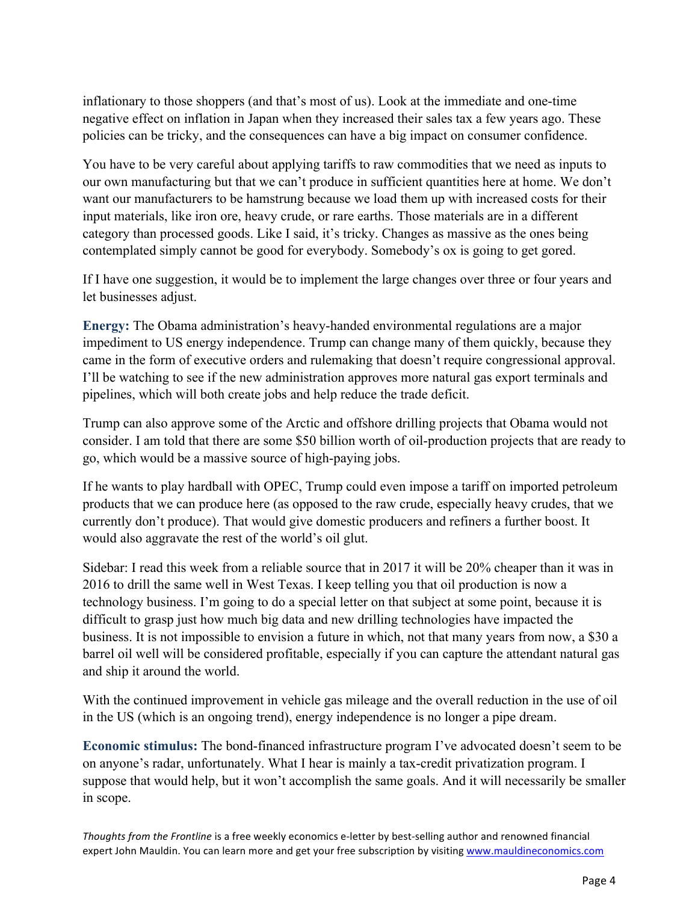inflationary to those shoppers (and that's most of us). Look at the immediate and one-time negative effect on inflation in Japan when they increased their sales tax a few years ago. These policies can be tricky, and the consequences can have a big impact on consumer confidence.

You have to be very careful about applying tariffs to raw commodities that we need as inputs to our own manufacturing but that we can't produce in sufficient quantities here at home. We don't want our manufacturers to be hamstrung because we load them up with increased costs for their input materials, like iron ore, heavy crude, or rare earths. Those materials are in a different category than processed goods. Like I said, it's tricky. Changes as massive as the ones being contemplated simply cannot be good for everybody. Somebody's ox is going to get gored.

If I have one suggestion, it would be to implement the large changes over three or four years and let businesses adjust.

**Energy:** The Obama administration's heavy-handed environmental regulations are a major impediment to US energy independence. Trump can change many of them quickly, because they came in the form of executive orders and rulemaking that doesn't require congressional approval. I'll be watching to see if the new administration approves more natural gas export terminals and pipelines, which will both create jobs and help reduce the trade deficit.

Trump can also approve some of the Arctic and offshore drilling projects that Obama would not consider. I am told that there are some $50 billion worth of oil-production projects that are ready to go, which would be a massive source of high-paying jobs.

If he wants to play hardball with OPEC, Trump could even impose a tariff on imported petroleum products that we can produce here (as opposed to the raw crude, especially heavy crudes, that we currently don't produce). That would give domestic producers and refiners a further boost. It would also aggravate the rest of the world's oil glut.

Sidebar: I read this week from a reliable source that in 2017 it will be 20% cheaper than it was in 2016 to drill the same well in West Texas. I keep telling you that oil production is now a technology business. I'm going to do a special letter on that subject at some point, because it is difficult to grasp just how much big data and new drilling technologies have impacted the business. It is not impossible to envision a future in which, not that many years from now, a $30 a barrel oil well will be considered profitable, especially if you can capture the attendant natural gas and ship it around the world.

With the continued improvement in vehicle gas mileage and the overall reduction in the use of oil in the US (which is an ongoing trend), energy independence is no longer a pipe dream.

**Economic stimulus:** The bond-financed infrastructure program I've advocated doesn't seem to be on anyone's radar, unfortunately. What I hear is mainly a tax-credit privatization program. I suppose that would help, but it won't accomplish the same goals. And it will necessarily be smaller in scope.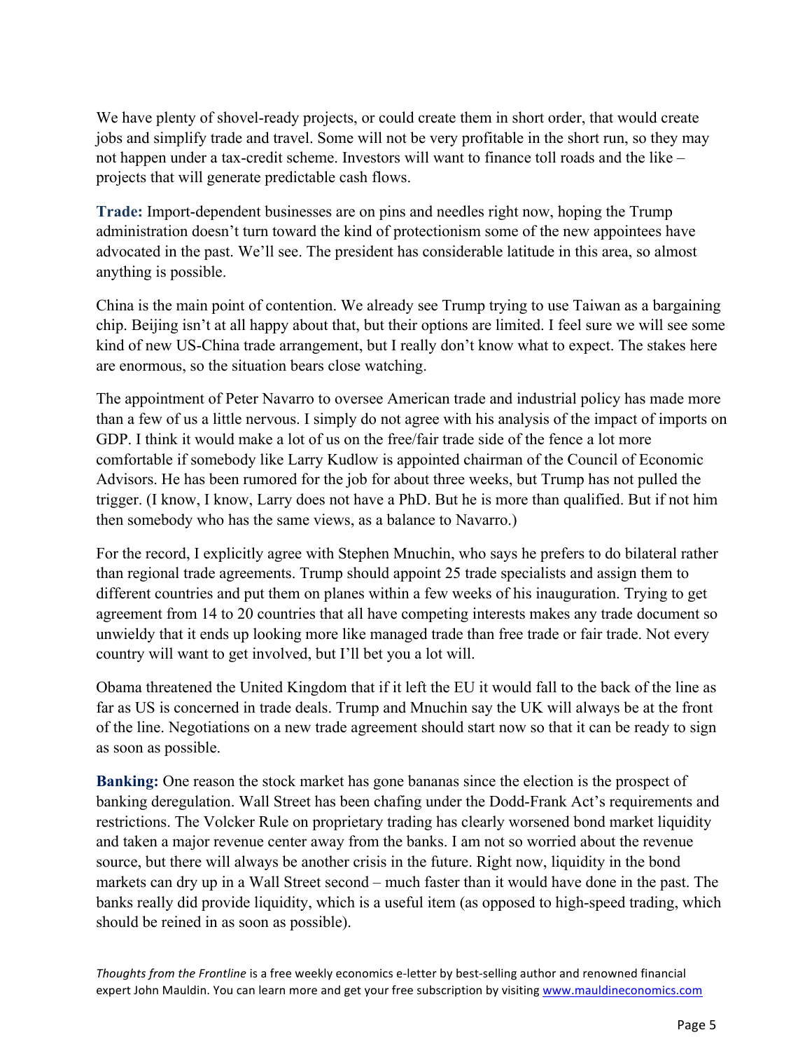We have plenty of shovel-ready projects, or could create them in short order, that would create jobs and simplify trade and travel. Some will not be very profitable in the short run, so they may not happen under a tax-credit scheme. Investors will want to finance toll roads and the like – projects that will generate predictable cash flows.

**Trade:** Import-dependent businesses are on pins and needles right now, hoping the Trump administration doesn't turn toward the kind of protectionism some of the new appointees have advocated in the past. We'll see. The president has considerable latitude in this area, so almost anything is possible.

China is the main point of contention. We already see Trump trying to use Taiwan as a bargaining chip. Beijing isn't at all happy about that, but their options are limited. I feel sure we will see some kind of new US-China trade arrangement, but I really don't know what to expect. The stakes here are enormous, so the situation bears close watching.

The appointment of Peter Navarro to oversee American trade and industrial policy has made more than a few of us a little nervous. I simply do not agree with his analysis of the impact of imports on GDP. I think it would make a lot of us on the free/fair trade side of the fence a lot more comfortable if somebody like Larry Kudlow is appointed chairman of the Council of Economic Advisors. He has been rumored for the job for about three weeks, but Trump has not pulled the trigger. (I know, I know, Larry does not have a PhD. But he is more than qualified. But if not him then somebody who has the same views, as a balance to Navarro.)

For the record, I explicitly agree with Stephen Mnuchin, who says he prefers to do bilateral rather than regional trade agreements. Trump should appoint 25 trade specialists and assign them to different countries and put them on planes within a few weeks of his inauguration. Trying to get agreement from 14 to 20 countries that all have competing interests makes any trade document so unwieldy that it ends up looking more like managed trade than free trade or fair trade. Not every country will want to get involved, but I'll bet you a lot will.

Obama threatened the United Kingdom that if it left the EU it would fall to the back of the line as far as US is concerned in trade deals. Trump and Mnuchin say the UK will always be at the front of the line. Negotiations on a new trade agreement should start now so that it can be ready to sign as soon as possible.

**Banking:** One reason the stock market has gone bananas since the election is the prospect of banking deregulation. Wall Street has been chafing under the Dodd-Frank Act's requirements and restrictions. The Volcker Rule on proprietary trading has clearly worsened bond market liquidity and taken a major revenue center away from the banks. I am not so worried about the revenue source, but there will always be another crisis in the future. Right now, liquidity in the bond markets can dry up in a Wall Street second – much faster than it would have done in the past. The banks really did provide liquidity, which is a useful item (as opposed to high-speed trading, which should be reined in as soon as possible).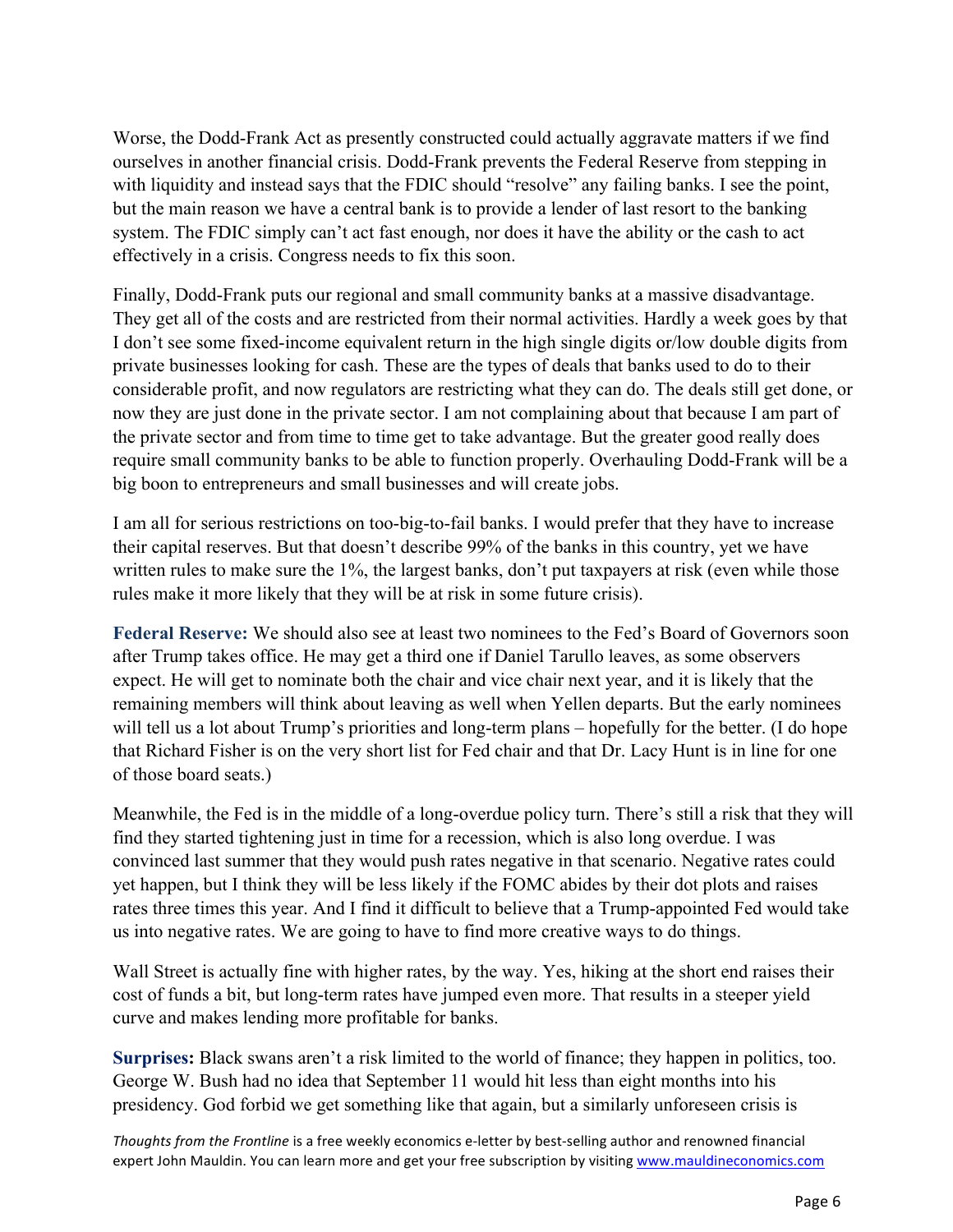Worse, the Dodd-Frank Act as presently constructed could actually aggravate matters if we find ourselves in another financial crisis. Dodd-Frank prevents the Federal Reserve from stepping in with liquidity and instead says that the FDIC should "resolve" any failing banks. I see the point, but the main reason we have a central bank is to provide a lender of last resort to the banking system. The FDIC simply can't act fast enough, nor does it have the ability or the cash to act effectively in a crisis. Congress needs to fix this soon.

Finally, Dodd-Frank puts our regional and small community banks at a massive disadvantage. They get all of the costs and are restricted from their normal activities. Hardly a week goes by that I don't see some fixed-income equivalent return in the high single digits or/low double digits from private businesses looking for cash. These are the types of deals that banks used to do to their considerable profit, and now regulators are restricting what they can do. The deals still get done, or now they are just done in the private sector. I am not complaining about that because I am part of the private sector and from time to time get to take advantage. But the greater good really does require small community banks to be able to function properly. Overhauling Dodd-Frank will be a big boon to entrepreneurs and small businesses and will create jobs.

I am all for serious restrictions on too-big-to-fail banks. I would prefer that they have to increase their capital reserves. But that doesn't describe 99% of the banks in this country, yet we have written rules to make sure the 1%, the largest banks, don't put taxpayers at risk (even while those rules make it more likely that they will be at risk in some future crisis).

**Federal Reserve:** We should also see at least two nominees to the Fed's Board of Governors soon after Trump takes office. He may get a third one if Daniel Tarullo leaves, as some observers expect. He will get to nominate both the chair and vice chair next year, and it is likely that the remaining members will think about leaving as well when Yellen departs. But the early nominees will tell us a lot about Trump's priorities and long-term plans – hopefully for the better. (I do hope that Richard Fisher is on the very short list for Fed chair and that Dr. Lacy Hunt is in line for one of those board seats.)

Meanwhile, the Fed is in the middle of a long-overdue policy turn. There's still a risk that they will find they started tightening just in time for a recession, which is also long overdue. I was convinced last summer that they would push rates negative in that scenario. Negative rates could yet happen, but I think they will be less likely if the FOMC abides by their dot plots and raises rates three times this year. And I find it difficult to believe that a Trump-appointed Fed would take us into negative rates. We are going to have to find more creative ways to do things.

Wall Street is actually fine with higher rates, by the way. Yes, hiking at the short end raises their cost of funds a bit, but long-term rates have jumped even more. That results in a steeper yield curve and makes lending more profitable for banks.

**Surprises:** Black swans aren't a risk limited to the world of finance; they happen in politics, too. George W. Bush had no idea that September 11 would hit less than eight months into his presidency. God forbid we get something like that again, but a similarly unforeseen crisis is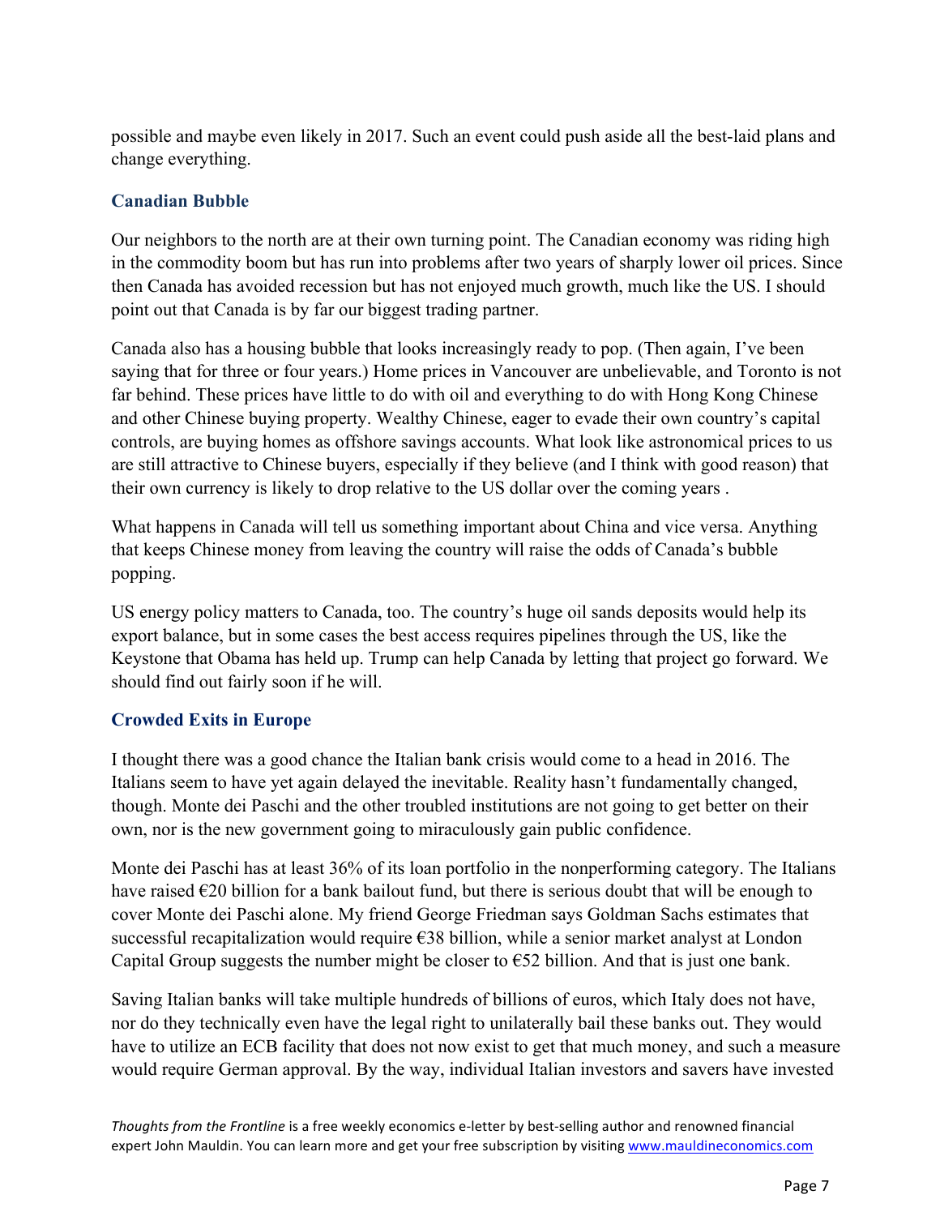possible and maybe even likely in 2017. Such an event could push aside all the best-laid plans and change everything.

### Canadian Bubble

Our neighbors to the north are at their own turning point. The Canadian economy was riding high in the commodity boom but has run into problems after two years of sharply lower oil prices. Since then Canada has avoided recession but has not enjoyed much growth, much like the US. I should point out that Canada is by far our biggest trading partner.

Canada also has a housing bubble that looks increasingly ready to pop. (Then again, I've been saying that for three or four years.) Home prices in Vancouver are unbelievable, and Toronto is not far behind. These prices have little to do with oil and everything to do with Hong Kong Chinese and other Chinese buying property. Wealthy Chinese, eager to evade their own country's capital controls, are buying homes as offshore savings accounts. What look like astronomical prices to us are still attractive to Chinese buyers, especially if they believe (and I think with good reason) that their own currency is likely to drop relative to the US dollar over the coming years .

What happens in Canada will tell us something important about China and vice versa. Anything that keeps Chinese money from leaving the country will raise the odds of Canada's bubble popping.

US energy policy matters to Canada, too. The country's huge oil sands deposits would help its export balance, but in some cases the best access requires pipelines through the US, like the Keystone that Obama has held up. Trump can help Canada by letting that project go forward. We should find out fairly soon if he will.

### Crowded Exits in Europe

I thought there was a good chance the Italian bank crisis would come to a head in 2016. The Italians seem to have yet again delayed the inevitable. Reality hasn't fundamentally changed, though. Monte dei Paschi and the other troubled institutions are not going to get better on their own, nor is the new government going to miraculously gain public confidence.

Monte dei Paschi has at least 36% of its loan portfolio in the nonperforming category. The Italians have raised €20 billion for a bank bailout fund, but there is serious doubt that will be enough to cover Monte dei Paschi alone. My friend George Friedman says Goldman Sachs estimates that successful recapitalization would require €38 billion, while a senior market analyst at London Capital Group suggests the number might be closer to €52 billion. And that is just one bank.

Saving Italian banks will take multiple hundreds of billions of euros, which Italy does not have, nor do they technically even have the legal right to unilaterally bail these banks out. They would have to utilize an ECB facility that does not now exist to get that much money, and such a measure would require German approval. By the way, individual Italian investors and savers have invested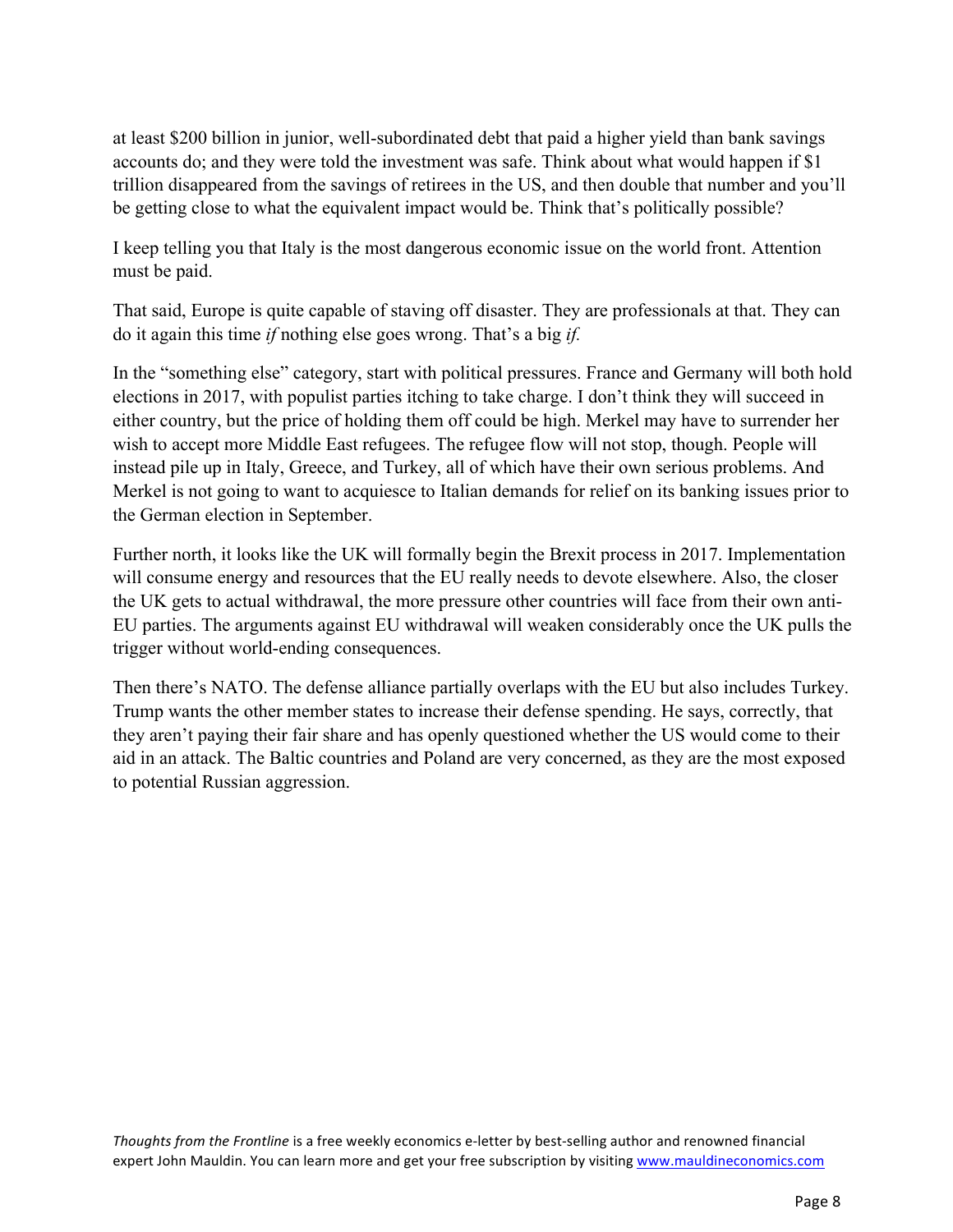at least $200 billion in junior, well-subordinated debt that paid a higher yield than bank savings accounts do; and they were told the investment was safe. Think about what would happen if $1 trillion disappeared from the savings of retirees in the US, and then double that number and you'll be getting close to what the equivalent impact would be. Think that's politically possible?

I keep telling you that Italy is the most dangerous economic issue on the world front. Attention must be paid.

That said, Europe is quite capable of staving off disaster. They are professionals at that. They can do it again this time *if* nothing else goes wrong. That's a big *if.*

In the "something else" category, start with political pressures. France and Germany will both hold elections in 2017, with populist parties itching to take charge. I don't think they will succeed in either country, but the price of holding them off could be high. Merkel may have to surrender her wish to accept more Middle East refugees. The refugee flow will not stop, though. People will instead pile up in Italy, Greece, and Turkey, all of which have their own serious problems. And Merkel is not going to want to acquiesce to Italian demands for relief on its banking issues prior to the German election in September.

Further north, it looks like the UK will formally begin the Brexit process in 2017. Implementation will consume energy and resources that the EU really needs to devote elsewhere. Also, the closer the UK gets to actual withdrawal, the more pressure other countries will face from their own anti-EU parties. The arguments against EU withdrawal will weaken considerably once the UK pulls the trigger without world-ending consequences.

Then there's NATO. The defense alliance partially overlaps with the EU but also includes Turkey. Trump wants the other member states to increase their defense spending. He says, correctly, that they aren't paying their fair share and has openly questioned whether the US would come to their aid in an attack. The Baltic countries and Poland are very concerned, as they are the most exposed to potential Russian aggression.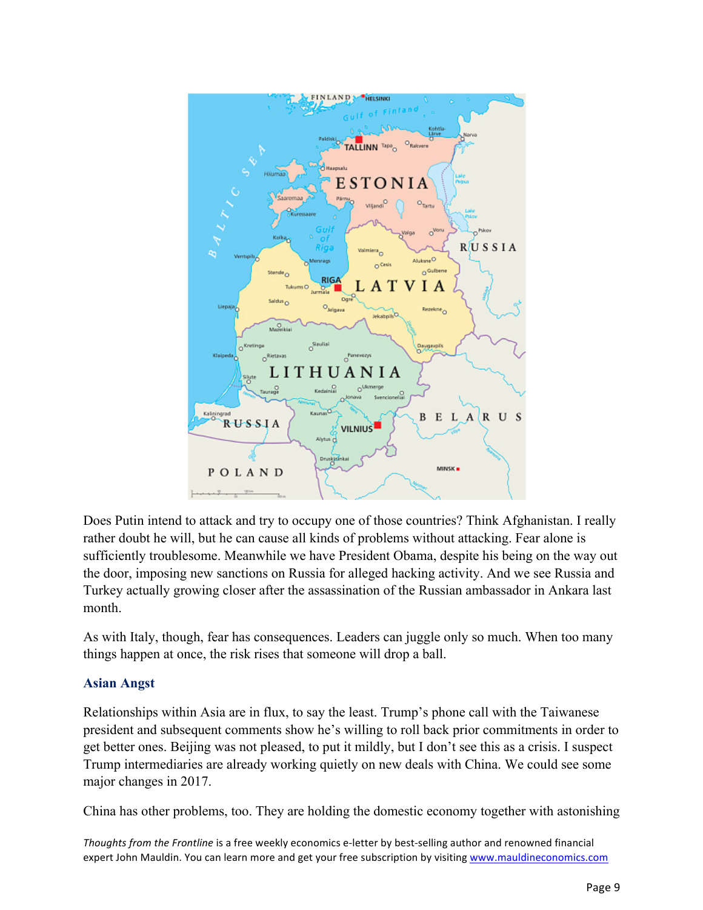Does Putin intend to attack and try to occupy one of those countries? Think Afghanistan. I really rather doubt he will, but he can cause all kinds of problems without attacking. Fear alone is sufficiently troublesome. Meanwhile we have President Obama, despite his being on the way out the door, imposing new sanctions on Russia for alleged hacking activity. And we see Russia and Turkey actually growing closer after the assassination of the Russian ambassador in Ankara last month.

As with Italy, though, fear has consequences. Leaders can juggle only so much. When too many things happen at once, the risk rises that someone will drop a ball.

### Asian Angst

Relationships within Asia are in flux, to say the least. Trump's phone call with the Taiwanese president and subsequent comments show he's willing to roll back prior commitments in order to get better ones. Beijing was not pleased, to put it mildly, but I don't see this as a crisis. I suspect Trump intermediaries are already working quietly on new deals with China. We could see some major changes in 2017.

China has other problems, too. They are holding the domestic economy together with astonishing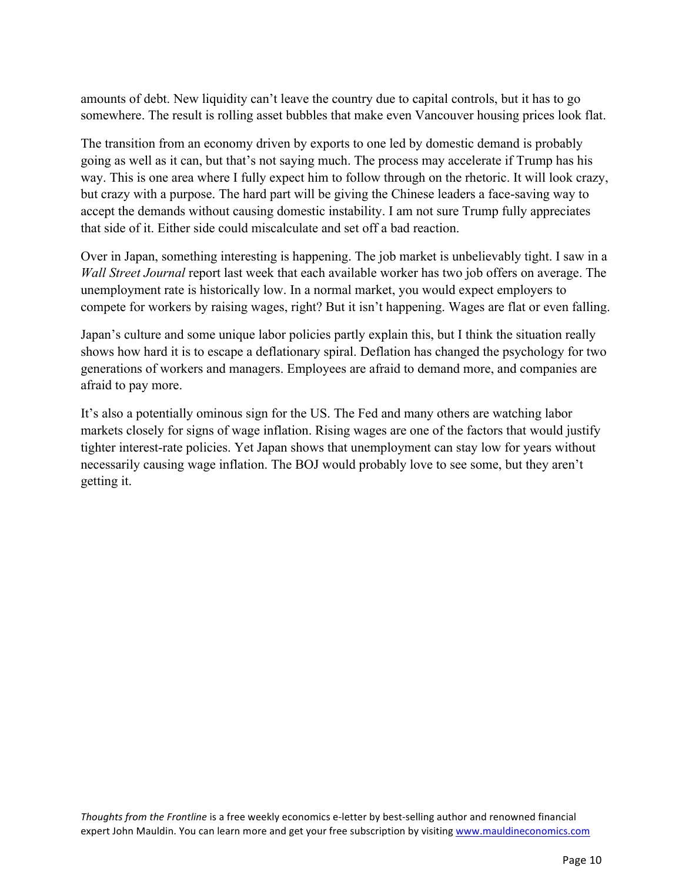amounts of debt. New liquidity can't leave the country due to capital controls, but it has to go somewhere. The result is rolling asset bubbles that make even Vancouver housing prices look flat.

The transition from an economy driven by exports to one led by domestic demand is probably going as well as it can, but that's not saying much. The process may accelerate if Trump has his way. This is one area where I fully expect him to follow through on the rhetoric. It will look crazy, but crazy with a purpose. The hard part will be giving the Chinese leaders a face-saving way to accept the demands without causing domestic instability. I am not sure Trump fully appreciates that side of it. Either side could miscalculate and set off a bad reaction.

Over in Japan, something interesting is happening. The job market is unbelievably tight. I saw in a *Wall Street Journal* report last week that each available worker has two job offers on average. The unemployment rate is historically low. In a normal market, you would expect employers to compete for workers by raising wages, right? But it isn't happening. Wages are flat or even falling.

Japan's culture and some unique labor policies partly explain this, but I think the situation really shows how hard it is to escape a deflationary spiral. Deflation has changed the psychology for two generations of workers and managers. Employees are afraid to demand more, and companies are afraid to pay more.

It's also a potentially ominous sign for the US. The Fed and many others are watching labor markets closely for signs of wage inflation. Rising wages are one of the factors that would justify tighter interest-rate policies. Yet Japan shows that unemployment can stay low for years without necessarily causing wage inflation. The BOJ would probably love to see some, but they aren't getting it.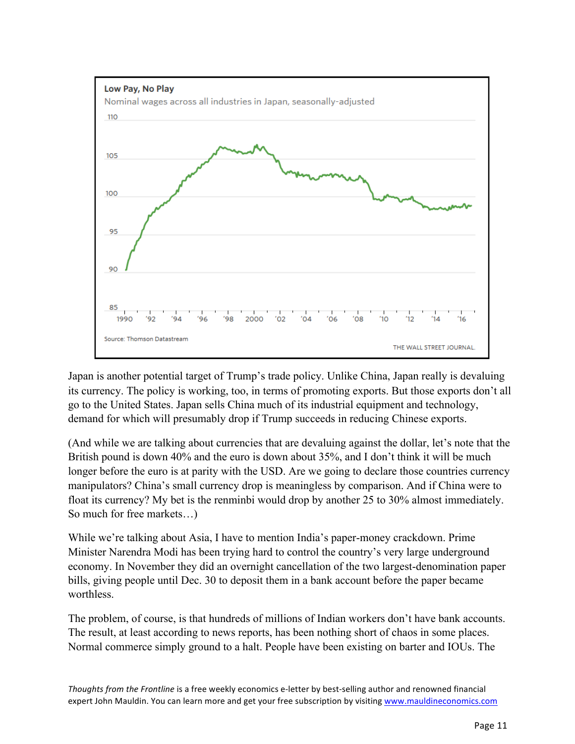**Low Pay, No Play**

Nominal wages across all industries in Japan, seasonally-adjusted

Source: Thomson Datastream

THE WALL STREET JOURNAL.

Japan is another potential target of Trump's trade policy. Unlike China, Japan really is devaluing its currency. The policy is working, too, in terms of promoting exports. But those exports don't all go to the United States. Japan sells China much of its industrial equipment and technology, demand for which will presumably drop if Trump succeeds in reducing Chinese exports.

(And while we are talking about currencies that are devaluing against the dollar, let's note that the British pound is down 40% and the euro is down about 35%, and I don't think it will be much longer before the euro is at parity with the USD. Are we going to declare those countries currency manipulators? China's small currency drop is meaningless by comparison. And if China were to float its currency? My bet is the renminbi would drop by another 25 to 30% almost immediately. So much for free markets…)

While we're talking about Asia, I have to mention India's paper-money crackdown. Prime Minister Narendra Modi has been trying hard to control the country's very large underground economy. In November they did an overnight cancellation of the two largest-denomination paper bills, giving people until Dec. 30 to deposit them in a bank account before the paper became worthless.

The problem, of course, is that hundreds of millions of Indian workers don't have bank accounts. The result, at least according to news reports, has been nothing short of chaos in some places. Normal commerce simply ground to a halt. People have been existing on barter and IOUs. The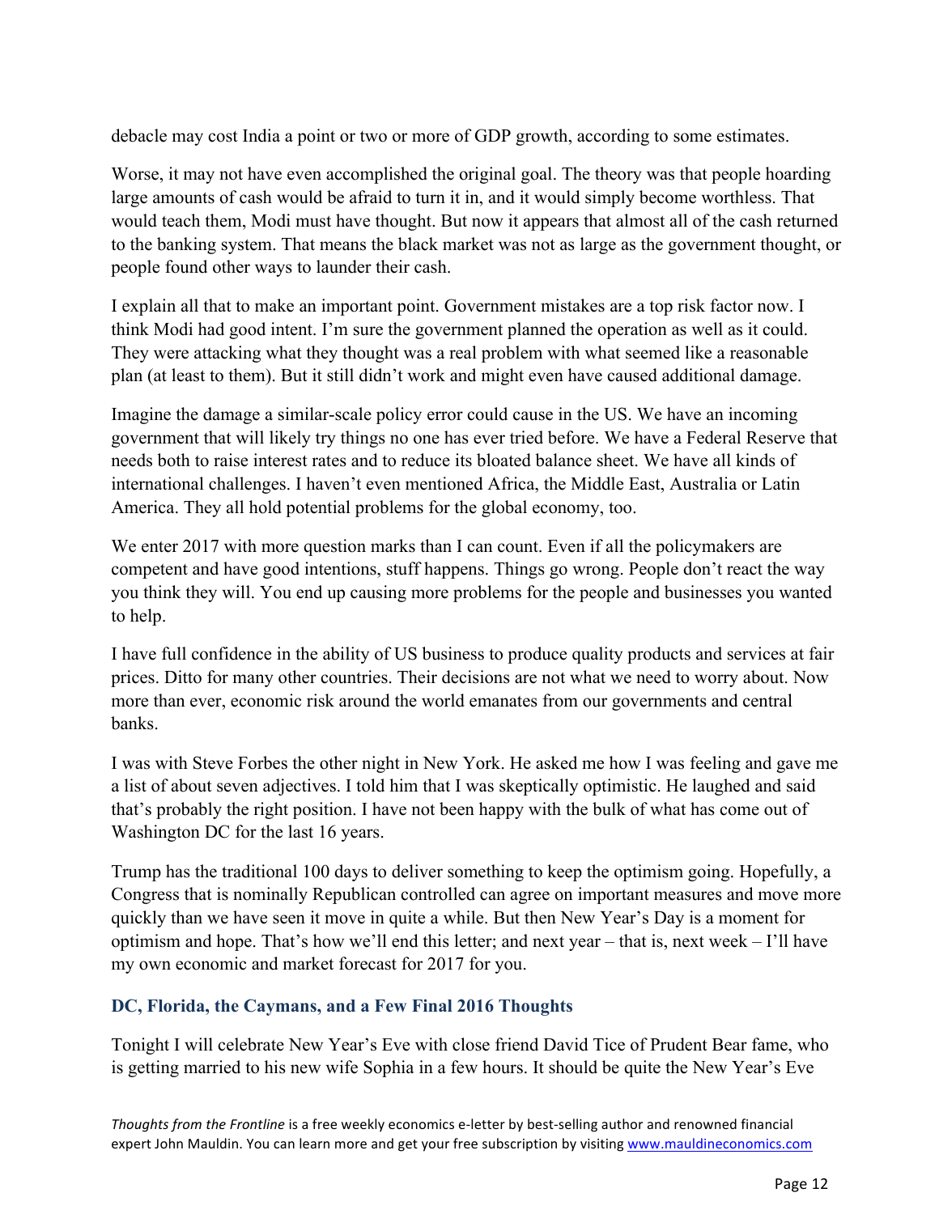debacle may cost India a point or two or more of GDP growth, according to some estimates.

Worse, it may not have even accomplished the original goal. The theory was that people hoarding large amounts of cash would be afraid to turn it in, and it would simply become worthless. That would teach them, Modi must have thought. But now it appears that almost all of the cash returned to the banking system. That means the black market was not as large as the government thought, or people found other ways to launder their cash.

I explain all that to make an important point. Government mistakes are a top risk factor now. I think Modi had good intent. I'm sure the government planned the operation as well as it could. They were attacking what they thought was a real problem with what seemed like a reasonable plan (at least to them). But it still didn't work and might even have caused additional damage.

Imagine the damage a similar-scale policy error could cause in the US. We have an incoming government that will likely try things no one has ever tried before. We have a Federal Reserve that needs both to raise interest rates and to reduce its bloated balance sheet. We have all kinds of international challenges. I haven't even mentioned Africa, the Middle East, Australia or Latin America. They all hold potential problems for the global economy, too.

We enter 2017 with more question marks than I can count. Even if all the policymakers are competent and have good intentions, stuff happens. Things go wrong. People don't react the way you think they will. You end up causing more problems for the people and businesses you wanted to help.

I have full confidence in the ability of US business to produce quality products and services at fair prices. Ditto for many other countries. Their decisions are not what we need to worry about. Now more than ever, economic risk around the world emanates from our governments and central banks.

I was with Steve Forbes the other night in New York. He asked me how I was feeling and gave me a list of about seven adjectives. I told him that I was skeptically optimistic. He laughed and said that's probably the right position. I have not been happy with the bulk of what has come out of Washington DC for the last 16 years.

Trump has the traditional 100 days to deliver something to keep the optimism going. Hopefully, a Congress that is nominally Republican controlled can agree on important measures and move more quickly than we have seen it move in quite a while. But then New Year's Day is a moment for optimism and hope. That's how we'll end this letter; and next year – that is, next week – I'll have my own economic and market forecast for 2017 for you.

## DC, Florida, the Caymans, and a Few Final 2016 Thoughts

Tonight I will celebrate New Year's Eve with close friend David Tice of Prudent Bear fame, who is getting married to his new wife Sophia in a few hours. It should be quite the New Year's Eve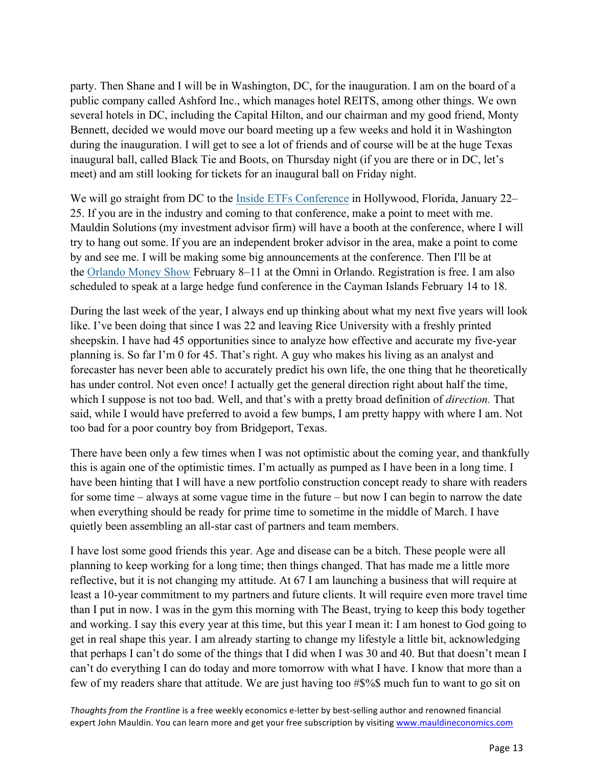party. Then Shane and I will be in Washington, DC, for the inauguration. I am on the board of a public company called Ashford Inc., which manages hotel REITS, among other things. We own several hotels in DC, including the Capital Hilton, and our chairman and my good friend, Monty Bennett, decided we would move our board meeting up a few weeks and hold it in Washington during the inauguration. I will get to see a lot of friends and of course will be at the huge Texas inaugural ball, called Black Tie and Boots, on Thursday night (if you are there or in DC, let's meet) and am still looking for tickets for an inaugural ball on Friday night.

We will go straight from DC to the [Inside ETFs Conference](#) in Hollywood, Florida, January 22–25. If you are in the industry and coming to that conference, make a point to meet with me. Mauldin Solutions (my investment advisor firm) will have a booth at the conference, where I will try to hang out some. If you are an independent broker advisor in the area, make a point to come by and see me. I will be making some big announcements at the conference. Then I'll be at the [Orlando Money Show](#) February 8–11 at the Omni in Orlando. Registration is free. I am also scheduled to speak at a large hedge fund conference in the Cayman Islands February 14 to 18.

During the last week of the year, I always end up thinking about what my next five years will look like. I've been doing that since I was 22 and leaving Rice University with a freshly printed sheepskin. I have had 45 opportunities since to analyze how effective and accurate my five-year planning is. So far I'm 0 for 45. That's right. A guy who makes his living as an analyst and forecaster has never been able to accurately predict his own life, the one thing that he theoretically has under control. Not even once! I actually get the general direction right about half the time, which I suppose is not too bad. Well, and that's with a pretty broad definition of *direction.* That said, while I would have preferred to avoid a few bumps, I am pretty happy with where I am. Not too bad for a poor country boy from Bridgeport, Texas.

There have been only a few times when I was not optimistic about the coming year, and thankfully this is again one of the optimistic times. I'm actually as pumped as I have been in a long time. I have been hinting that I will have a new portfolio construction concept ready to share with readers for some time – always at some vague time in the future – but now I can begin to narrow the date when everything should be ready for prime time to sometime in the middle of March. I have quietly been assembling an all-star cast of partners and team members.

I have lost some good friends this year. Age and disease can be a bitch. These people were all planning to keep working for a long time; then things changed. That has made me a little more reflective, but it is not changing my attitude. At 67 I am launching a business that will require at least a 10-year commitment to my partners and future clients. It will require even more travel time than I put in now. I was in the gym this morning with The Beast, trying to keep this body together and working. I say this every year at this time, but this year I mean it: I am honest to God going to get in real shape this year. I am already starting to change my lifestyle a little bit, acknowledging that perhaps I can't do some of the things that I did when I was 30 and 40. But that doesn't mean I can't do everything I can do today and more tomorrow with what I have. I know that more than a few of my readers share that attitude. We are just having too #$%$ much fun to want to go sit on

*Thoughts from the Frontline* is a free weekly economics e-letter by best-selling author and renowned financial expert John Mauldin. You can learn more and get your free subscription by visiting [www.mauldineconomics.com](http://www.mauldineconomics.com)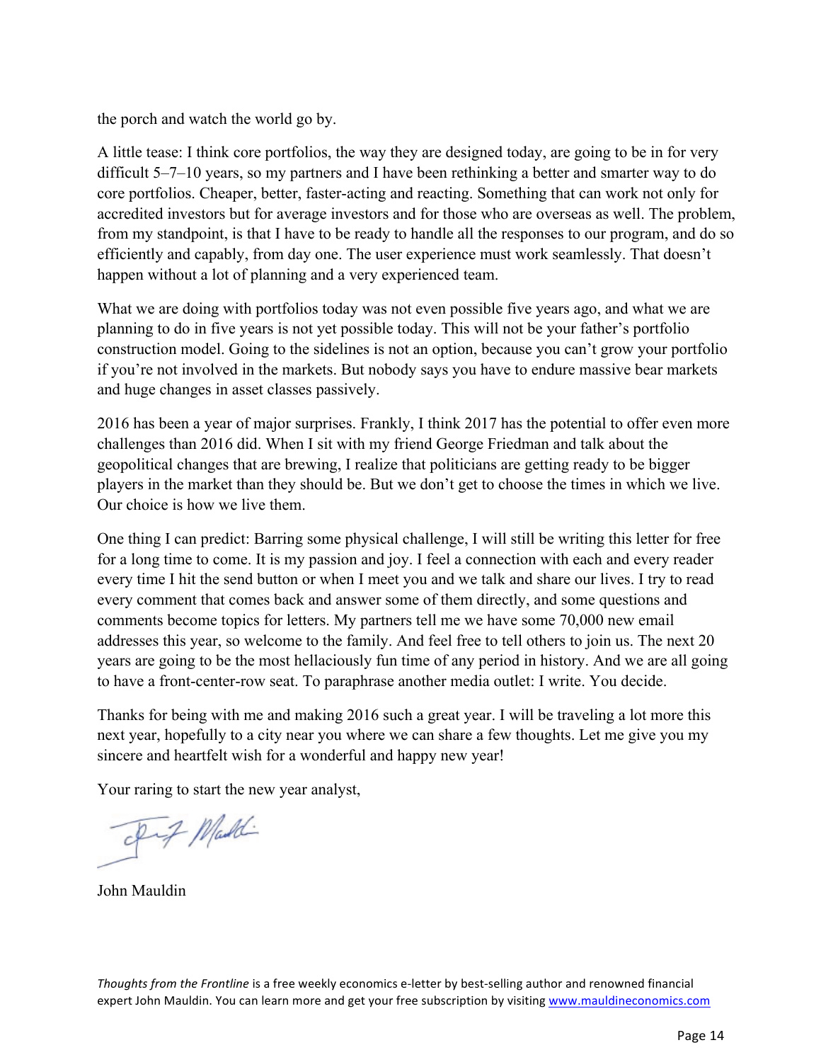the porch and watch the world go by.

A little tease: I think core portfolios, the way they are designed today, are going to be in for very difficult 5–7–10 years, so my partners and I have been rethinking a better and smarter way to do core portfolios. Cheaper, better, faster-acting and reacting. Something that can work not only for accredited investors but for average investors and for those who are overseas as well. The problem, from my standpoint, is that I have to be ready to handle all the responses to our program, and do so efficiently and capably, from day one. The user experience must work seamlessly. That doesn't happen without a lot of planning and a very experienced team.

What we are doing with portfolios today was not even possible five years ago, and what we are planning to do in five years is not yet possible today. This will not be your father's portfolio construction model. Going to the sidelines is not an option, because you can't grow your portfolio if you're not involved in the markets. But nobody says you have to endure massive bear markets and huge changes in asset classes passively.

2016 has been a year of major surprises. Frankly, I think 2017 has the potential to offer even more challenges than 2016 did. When I sit with my friend George Friedman and talk about the geopolitical changes that are brewing, I realize that politicians are getting ready to be bigger players in the market than they should be. But we don't get to choose the times in which we live. Our choice is how we live them.

One thing I can predict: Barring some physical challenge, I will still be writing this letter for free for a long time to come. It is my passion and joy. I feel a connection with each and every reader every time I hit the send button or when I meet you and we talk and share our lives. I try to read every comment that comes back and answer some of them directly, and some questions and comments become topics for letters. My partners tell me we have some 70,000 new email addresses this year, so welcome to the family. And feel free to tell others to join us. The next 20 years are going to be the most hellaciously fun time of any period in history. And we are all going to have a front-center-row seat. To paraphrase another media outlet: I write. You decide.

Thanks for being with me and making 2016 such a great year. I will be traveling a lot more this next year, hopefully to a city near you where we can share a few thoughts. Let me give you my sincere and heartfelt wish for a wonderful and happy new year!

Your raring to start the new year analyst,

John Mauldin

*Thoughts from the Frontline* is a free weekly economics e-letter by best-selling author and renowned financial expert John Mauldin. You can learn more and get your free subscription by visiting www.mauldineconomics.com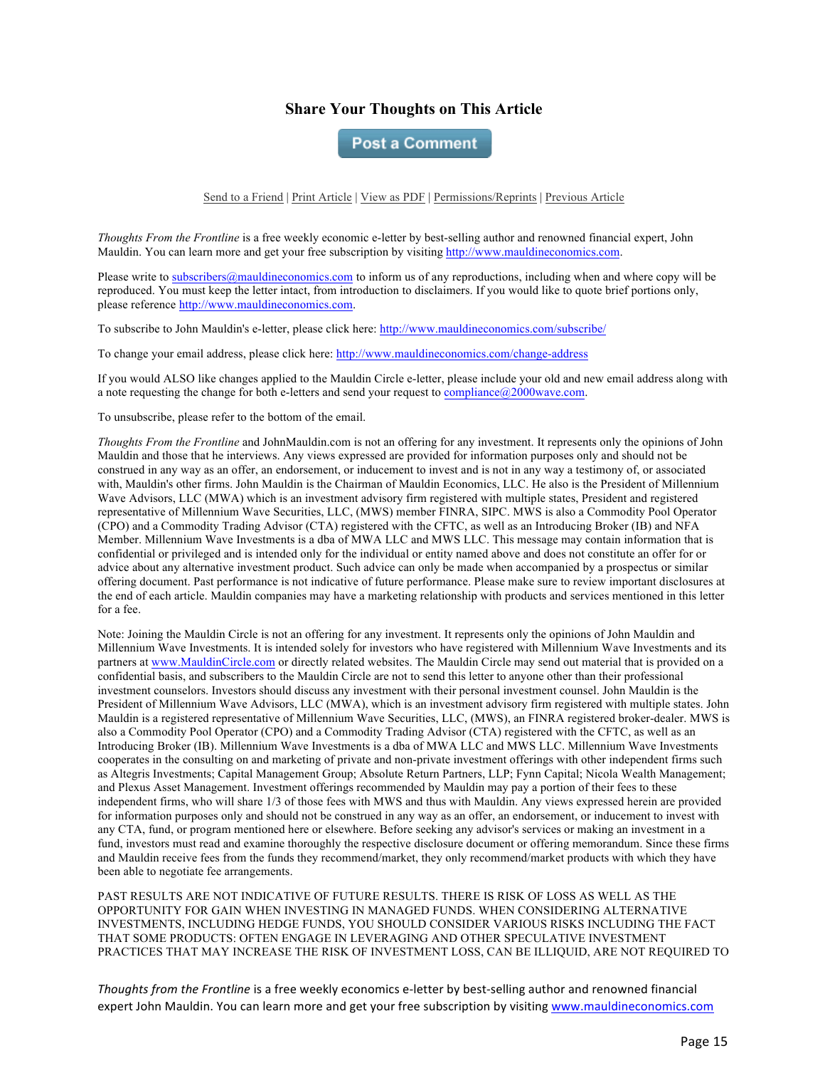### Share Your Thoughts on This Article

Post a Comment

Send to a Friend | Print Article | View as PDF | Permissions/Reprints | Previous Article

*Thoughts From the Frontline* is a free weekly economic e-letter by best-selling author and renowned financial expert, John Mauldin. You can learn more and get your free subscription by visiting http://www.mauldineconomics.com.

Please write to subscribers@mauldineconomics.com to inform us of any reproductions, including when and where copy will be reproduced. You must keep the letter intact, from introduction to disclaimers. If you would like to quote brief portions only, please reference http://www.mauldineconomics.com.

To subscribe to John Mauldin's e-letter, please click here: http://www.mauldineconomics.com/subscribe/

To change your email address, please click here: http://www.mauldineconomics.com/change-address

If you would ALSO like changes applied to the Mauldin Circle e-letter, please include your old and new email address along with a note requesting the change for both e-letters and send your request to compliance@2000wave.com.

To unsubscribe, please refer to the bottom of the email.

*Thoughts From the Frontline* and JohnMauldin.com is not an offering for any investment. It represents only the opinions of John Mauldin and those that he interviews. Any views expressed are provided for information purposes only and should not be construed in any way as an offer, an endorsement, or inducement to invest and is not in any way a testimony of, or associated with, Mauldin's other firms. John Mauldin is the Chairman of Mauldin Economics, LLC. He also is the President of Millennium Wave Advisors, LLC (MWA) which is an investment advisory firm registered with multiple states, President and registered representative of Millennium Wave Securities, LLC, (MWS) member FINRA, SIPC. MWS is also a Commodity Pool Operator (CPO) and a Commodity Trading Advisor (CTA) registered with the CFTC, as well as an Introducing Broker (IB) and NFA Member. Millennium Wave Investments is a dba of MWA LLC and MWS LLC. This message may contain information that is confidential or privileged and is intended only for the individual or entity named above and does not constitute an offer for or advice about any alternative investment product. Such advice can only be made when accompanied by a prospectus or similar offering document. Past performance is not indicative of future performance. Please make sure to review important disclosures at the end of each article. Mauldin companies may have a marketing relationship with products and services mentioned in this letter for a fee.

Note: Joining the Mauldin Circle is not an offering for any investment. It represents only the opinions of John Mauldin and Millennium Wave Investments. It is intended solely for investors who have registered with Millennium Wave Investments and its partners at www.MauldinCircle.com or directly related websites. The Mauldin Circle may send out material that is provided on a confidential basis, and subscribers to the Mauldin Circle are not to send this letter to anyone other than their professional investment counselors. Investors should discuss any investment with their personal investment counsel. John Mauldin is the President of Millennium Wave Advisors, LLC (MWA), which is an investment advisory firm registered with multiple states. John Mauldin is a registered representative of Millennium Wave Securities, LLC, (MWS), an FINRA registered broker-dealer. MWS is also a Commodity Pool Operator (CPO) and a Commodity Trading Advisor (CTA) registered with the CFTC, as well as an Introducing Broker (IB). Millennium Wave Investments is a dba of MWA LLC and MWS LLC. Millennium Wave Investments cooperates in the consulting on and marketing of private and non-private investment offerings with other independent firms such as Altegris Investments; Capital Management Group; Absolute Return Partners, LLP; Fynn Capital; Nicola Wealth Management; and Plexus Asset Management. Investment offerings recommended by Mauldin may pay a portion of their fees to these independent firms, who will share 1/3 of those fees with MWS and thus with Mauldin. Any views expressed herein are provided for information purposes only and should not be construed in any way as an offer, an endorsement, or inducement to invest with any CTA, fund, or program mentioned here or elsewhere. Before seeking any advisor's services or making an investment in a fund, investors must read and examine thoroughly the respective disclosure document or offering memorandum. Since these firms and Mauldin receive fees from the funds they recommend/market, they only recommend/market products with which they have been able to negotiate fee arrangements.

PAST RESULTS ARE NOT INDICATIVE OF FUTURE RESULTS. THERE IS RISK OF LOSS AS WELL AS THE OPPORTUNITY FOR GAIN WHEN INVESTING IN MANAGED FUNDS. WHEN CONSIDERING ALTERNATIVE INVESTMENTS, INCLUDING HEDGE FUNDS, YOU SHOULD CONSIDER VARIOUS RISKS INCLUDING THE FACT THAT SOME PRODUCTS: OFTEN ENGAGE IN LEVERAGING AND OTHER SPECULATIVE INVESTMENT PRACTICES THAT MAY INCREASE THE RISK OF INVESTMENT LOSS, CAN BE ILLIQUID, ARE NOT REQUIRED TO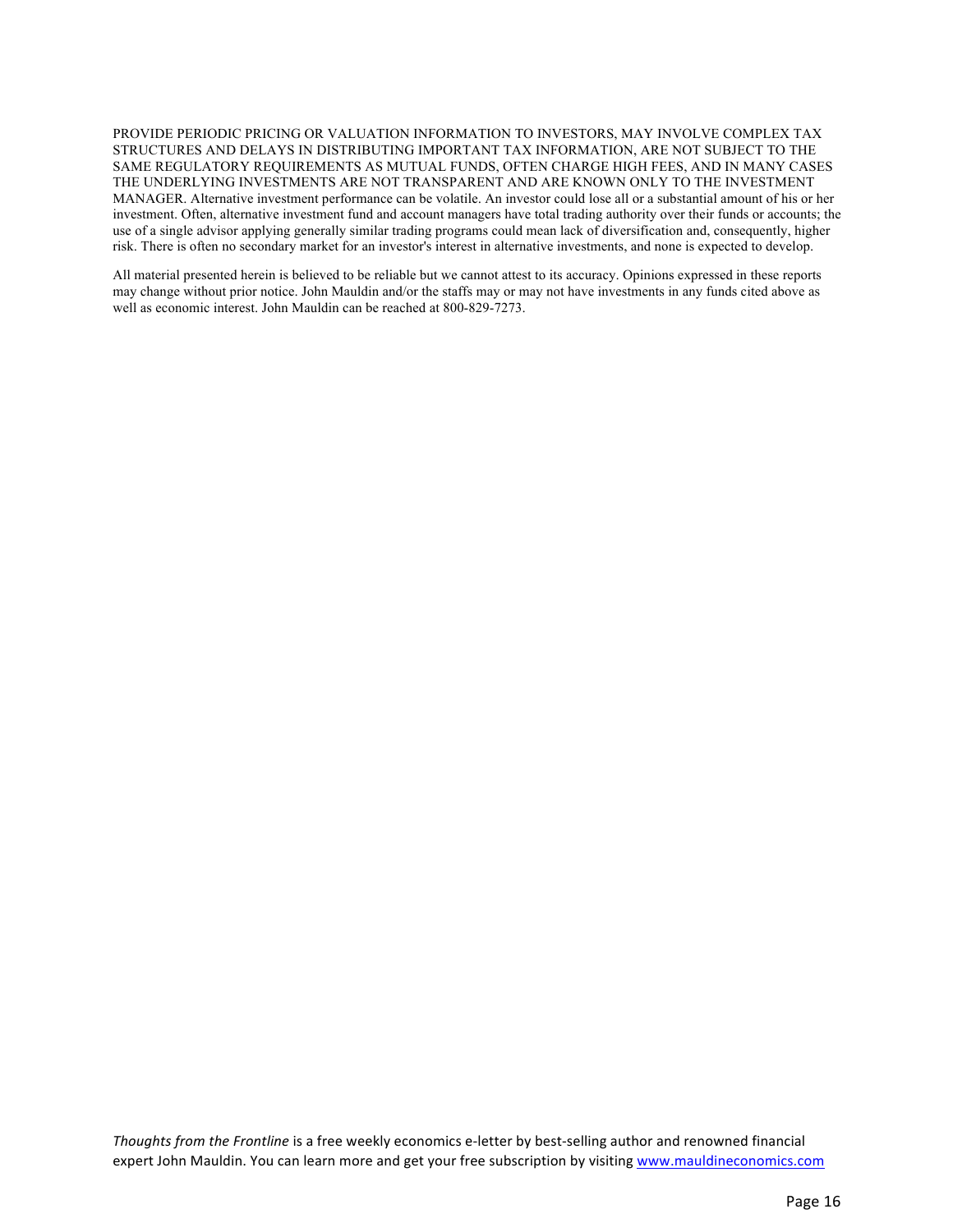PROVIDE PERIODIC PRICING OR VALUATION INFORMATION TO INVESTORS, MAY INVOLVE COMPLEX TAX STRUCTURES AND DELAYS IN DISTRIBUTING IMPORTANT TAX INFORMATION, ARE NOT SUBJECT TO THE SAME REGULATORY REQUIREMENTS AS MUTUAL FUNDS, OFTEN CHARGE HIGH FEES, AND IN MANY CASES THE UNDERLYING INVESTMENTS ARE NOT TRANSPARENT AND ARE KNOWN ONLY TO THE INVESTMENT MANAGER. Alternative investment performance can be volatile. An investor could lose all or a substantial amount of his or her investment. Often, alternative investment fund and account managers have total trading authority over their funds or accounts; the use of a single advisor applying generally similar trading programs could mean lack of diversification and, consequently, higher risk. There is often no secondary market for an investor's interest in alternative investments, and none is expected to develop.

All material presented herein is believed to be reliable but we cannot attest to its accuracy. Opinions expressed in these reports may change without prior notice. John Mauldin and/or the staffs may or may not have investments in any funds cited above as well as economic interest. John Mauldin can be reached at 800-829-7273.

*Thoughts from the Frontline* is a free weekly economics e-letter by best-selling author and renowned financial expert John Mauldin. You can learn more and get your free subscription by visiting www.mauldineconomics.com